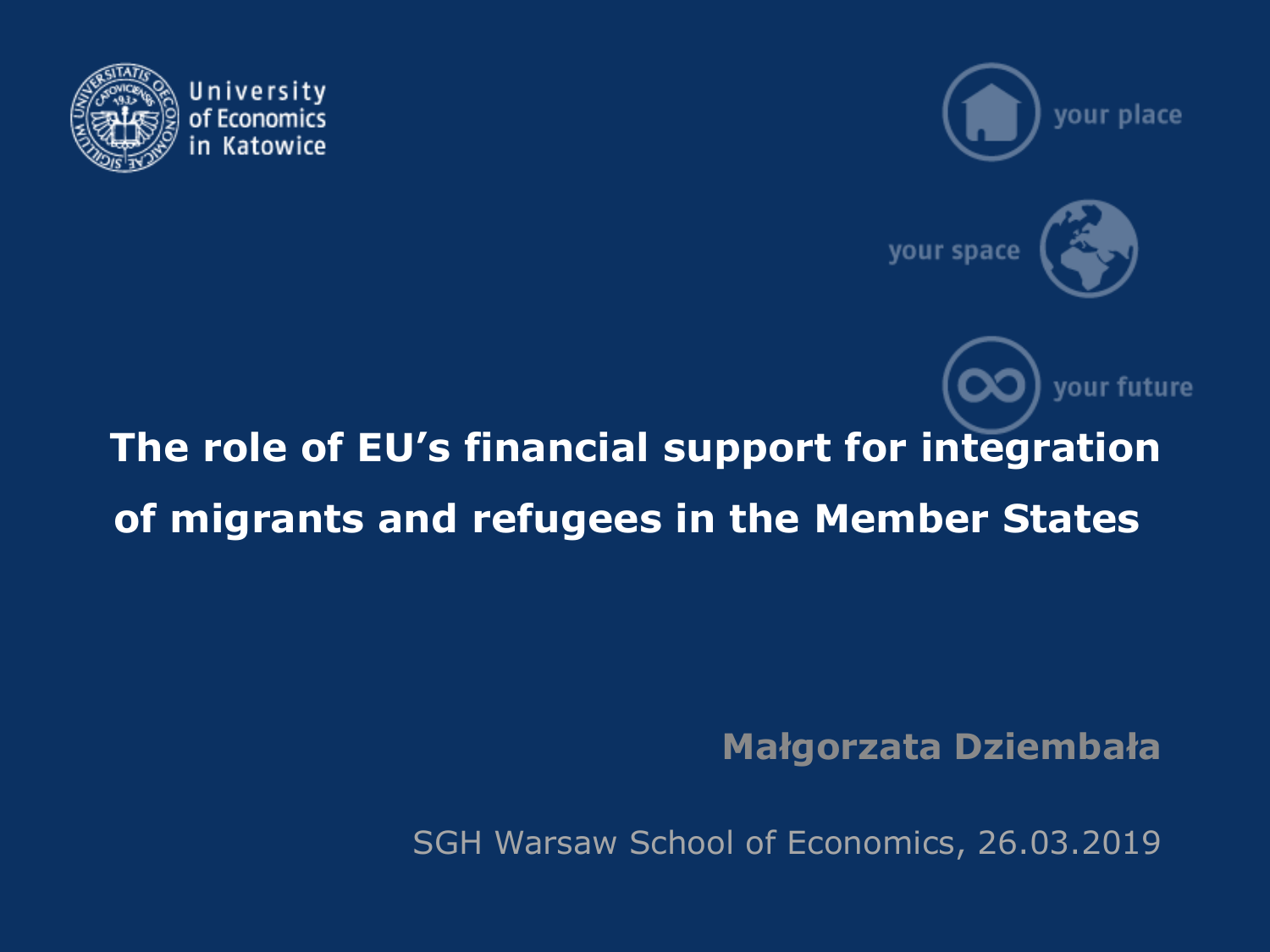University of Economics in Katowice

your place

your space

your future

# The role of EU's financial support for integration of migrants and refugees in the Member States

**Małgorzata Dziembała**

SGH Warsaw School of Economics, 26.03.2019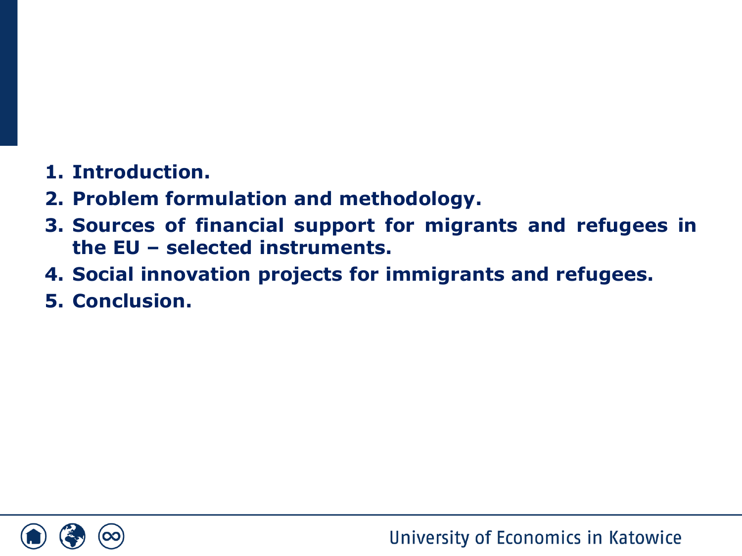1. **Introduction.**
2. **Problem formulation and methodology.**
3. **Sources of financial support for migrants and refugees in the EU – selected instruments.**
4. **Social innovation projects for immigrants and refugees.**
5. **Conclusion.**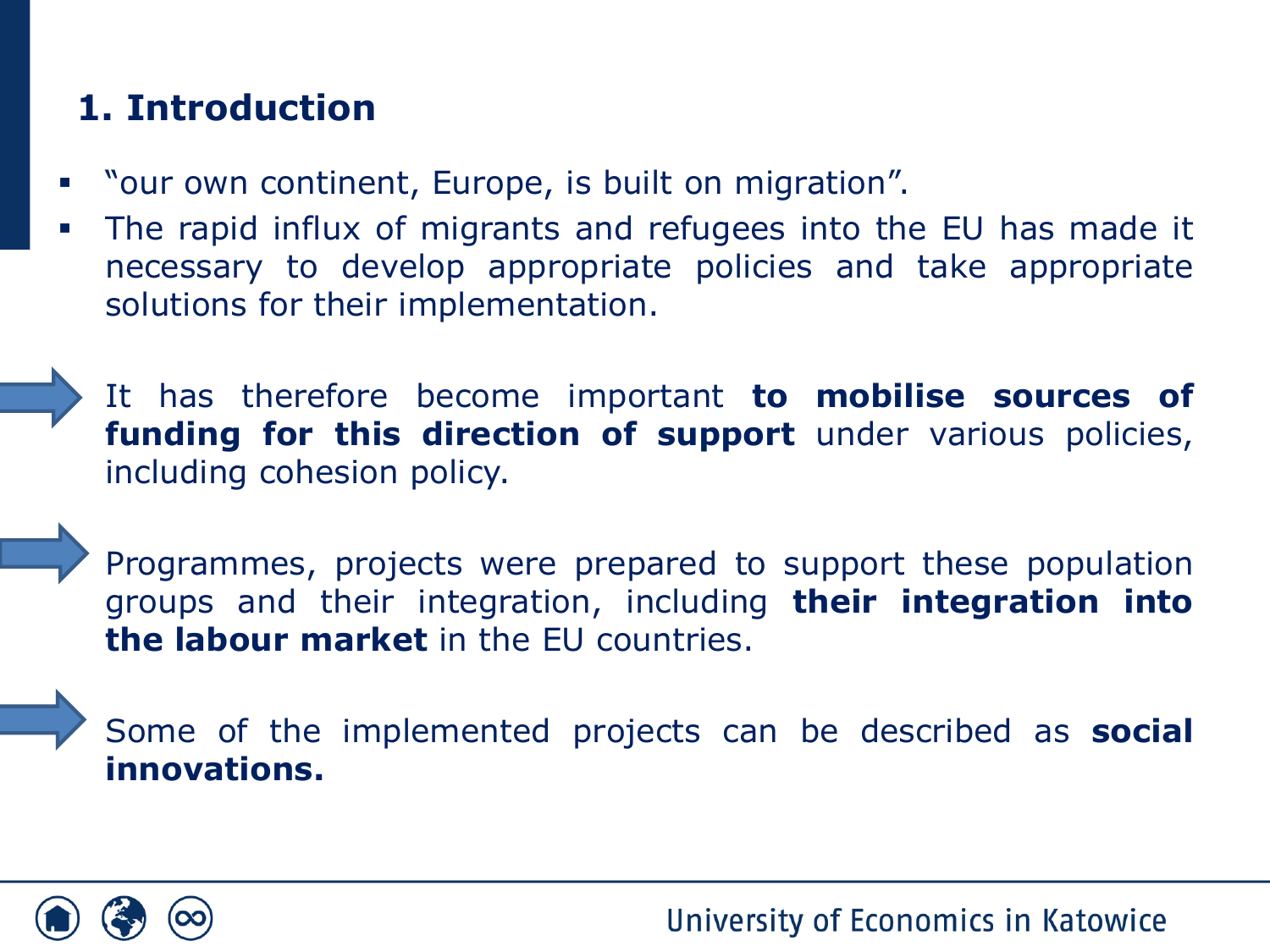## 1. Introduction

- “our own continent, Europe, is built on migration”.
- The rapid influx of migrants and refugees into the EU has made it necessary to develop appropriate policies and take appropriate solutions for their implementation.

➡ It has therefore become important **to mobilise sources of funding for this direction of support** under various policies, including cohesion policy.

➡ Programmes, projects were prepared to support these population groups and their integration, including **their integration into the labour market** in the EU countries.

➡ Some of the implemented projects can be described as **social innovations.**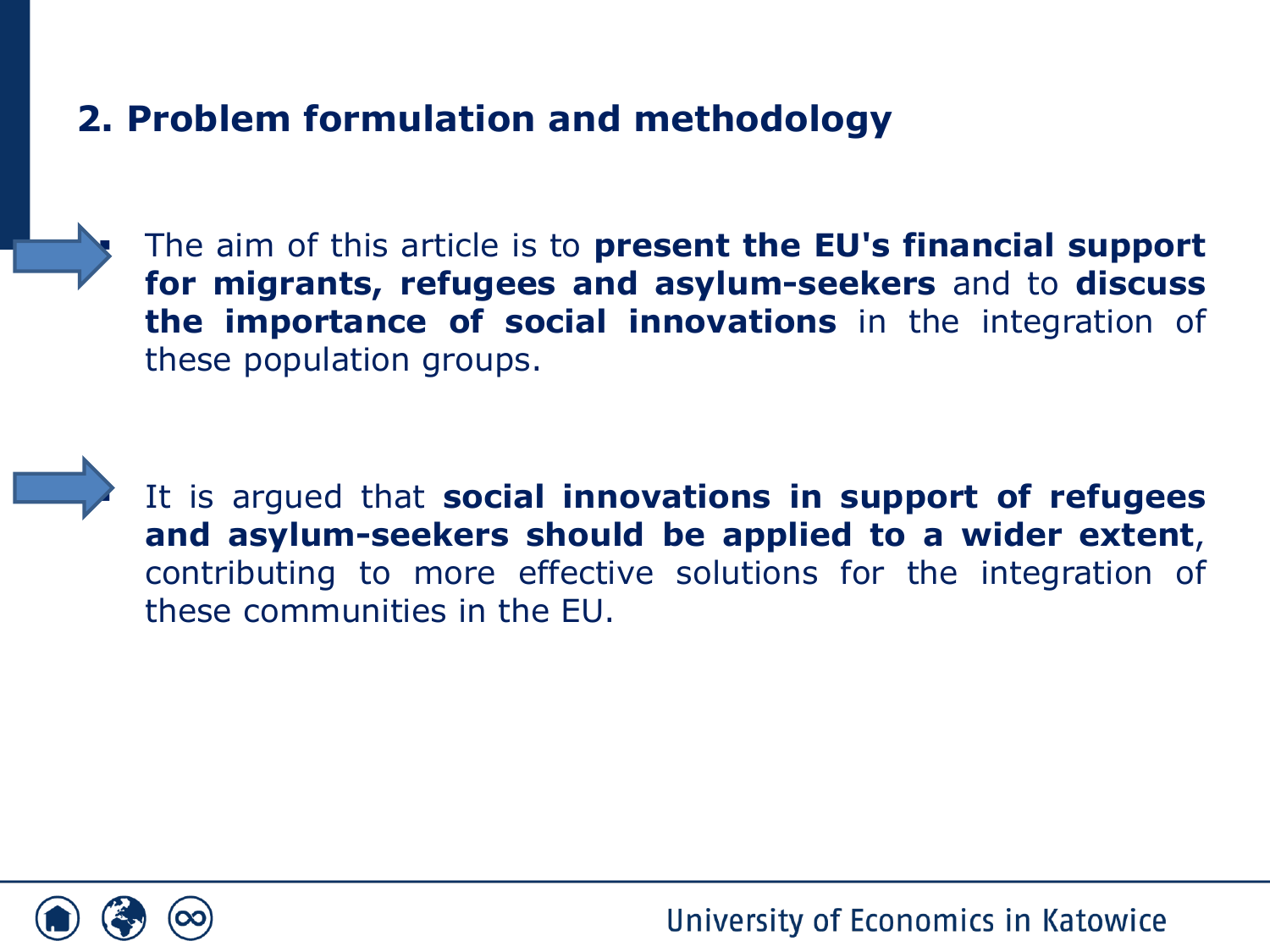## 2. Problem formulation and methodology

- The aim of this article is to **present the EU's financial support for migrants, refugees and asylum-seekers** and to **discuss the importance of social innovations** in the integration of these population groups.

- It is argued that **social innovations in support of refugees and asylum-seekers should be applied to a wider extent**, contributing to more effective solutions for the integration of these communities in the EU.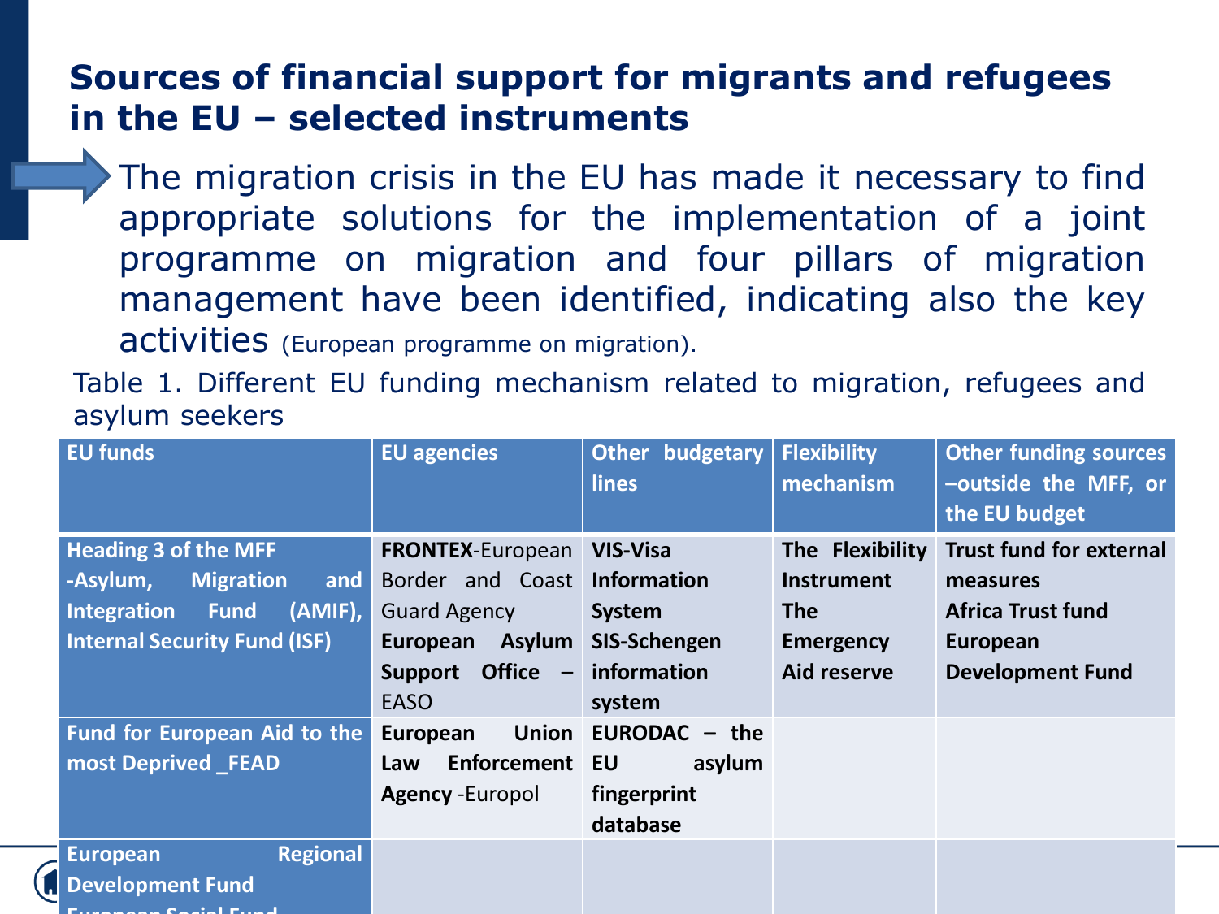## Sources of financial support for migrants and refugees in the EU – selected instruments

- The migration crisis in the EU has made it necessary to find appropriate solutions for the implementation of a joint programme on migration and four pillars of migration management have been identified, indicating also the key activities (European programme on migration).

Table 1. Different EU funding mechanism related to migration, refugees and asylum seekers

| EU funds | EU agencies | Other budgetary lines | Flexibility mechanism | Other funding sources –outside the MFF, or the EU budget |
|---|---|---|---|---|
| **Heading 3 of the MFF -Asylum, Migration and Integration Fund (AMIF), Internal Security Fund (ISF)** | **FRONTEX**-European Border and Coast Guard Agency **European Asylum Support Office** – EASO | **VIS-Visa Information System SIS-Schengen information system** | **The Flexibility Instrument The Emergency Aid reserve** | **Trust fund for external measures Africa Trust fund European Development Fund** |
| **Fund for European Aid to the most Deprived _FEAD** | **European Union Law Enforcement Agency** -Europol | **EURODAC – the EU asylum fingerprint database** | | |
| **European Regional Development Fund European Social Fund** | | | | |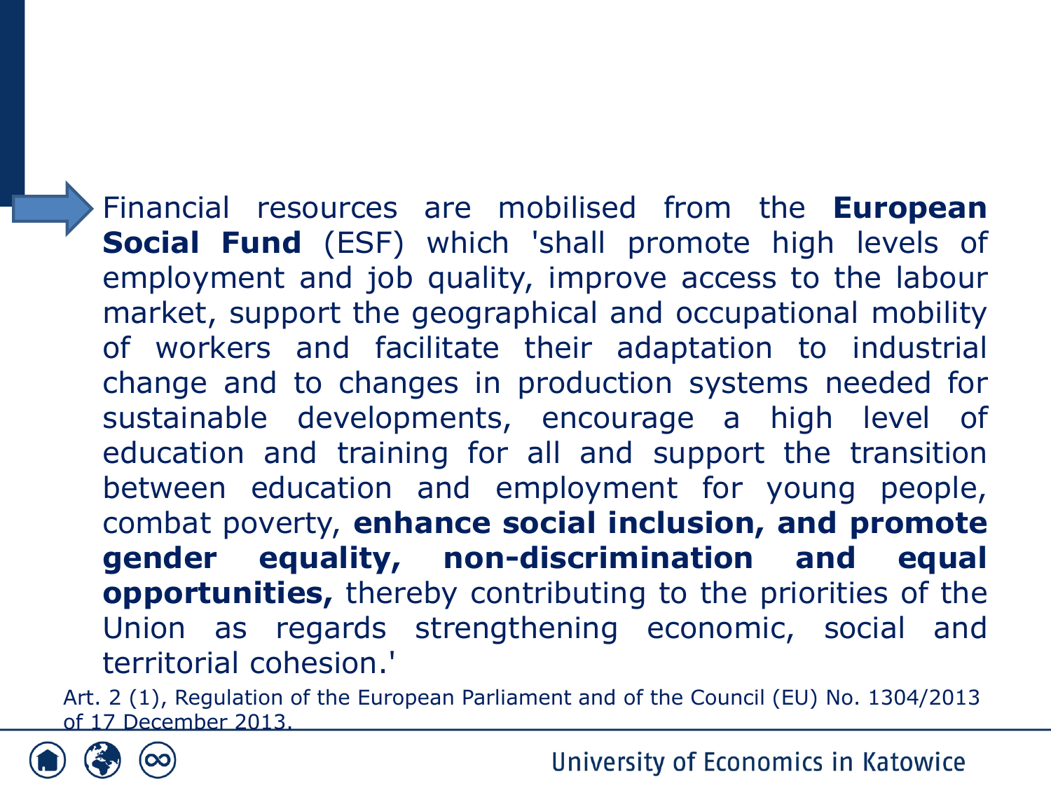- Financial resources are mobilised from the **European Social Fund** (ESF) which 'shall promote high levels of employment and job quality, improve access to the labour market, support the geographical and occupational mobility of workers and facilitate their adaptation to industrial change and to changes in production systems needed for sustainable developments, encourage a high level of education and training for all and support the transition between education and employment for young people, combat poverty, **enhance social inclusion, and promote gender equality, non-discrimination and equal opportunities,** thereby contributing to the priorities of the Union as regards strengthening economic, social and territorial cohesion.'

Art. 2 (1), Regulation of the European Parliament and of the Council (EU) No. 1304/2013 of 17 December 2013.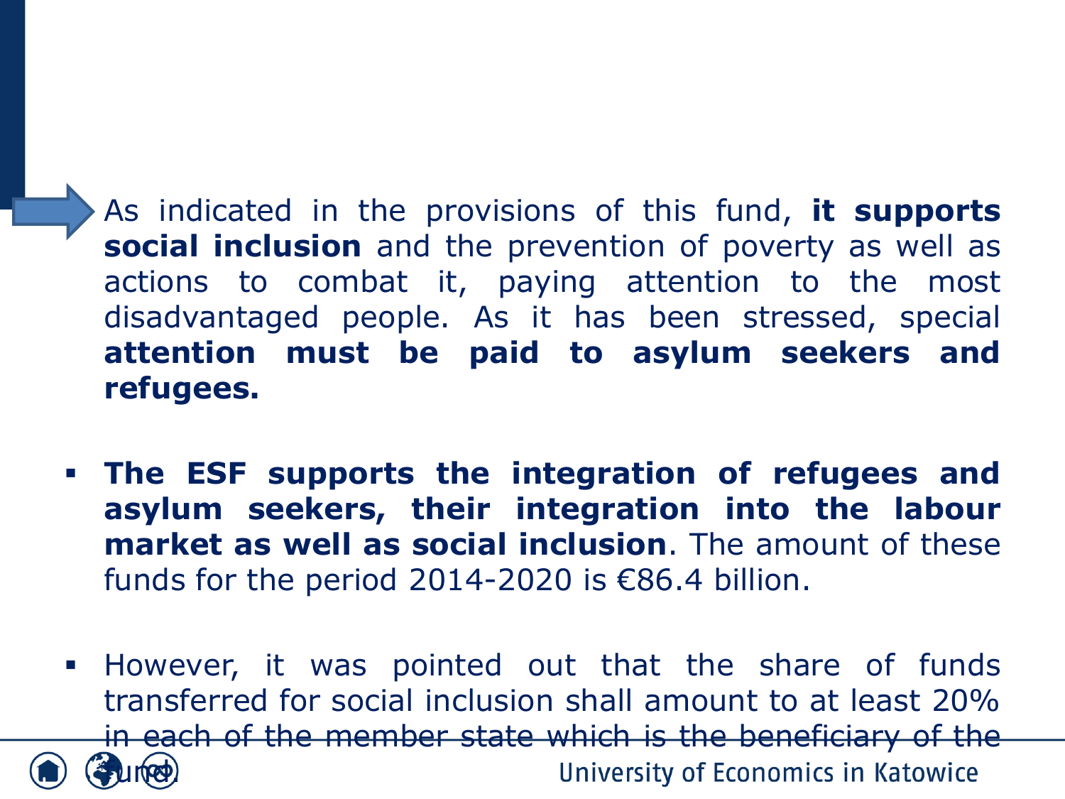As indicated in the provisions of this fund, **it supports social inclusion** and the prevention of poverty as well as actions to combat it, paying attention to the most disadvantaged people. As it has been stressed, special **attention must be paid to asylum seekers and refugees.**

- **The ESF supports the integration of refugees and asylum seekers, their integration into the labour market as well as social inclusion**. The amount of these funds for the period 2014-2020 is €86.4 billion.
- However, it was pointed out that the share of funds transferred for social inclusion shall amount to at least 20% in each of the member state which is the beneficiary of the fund.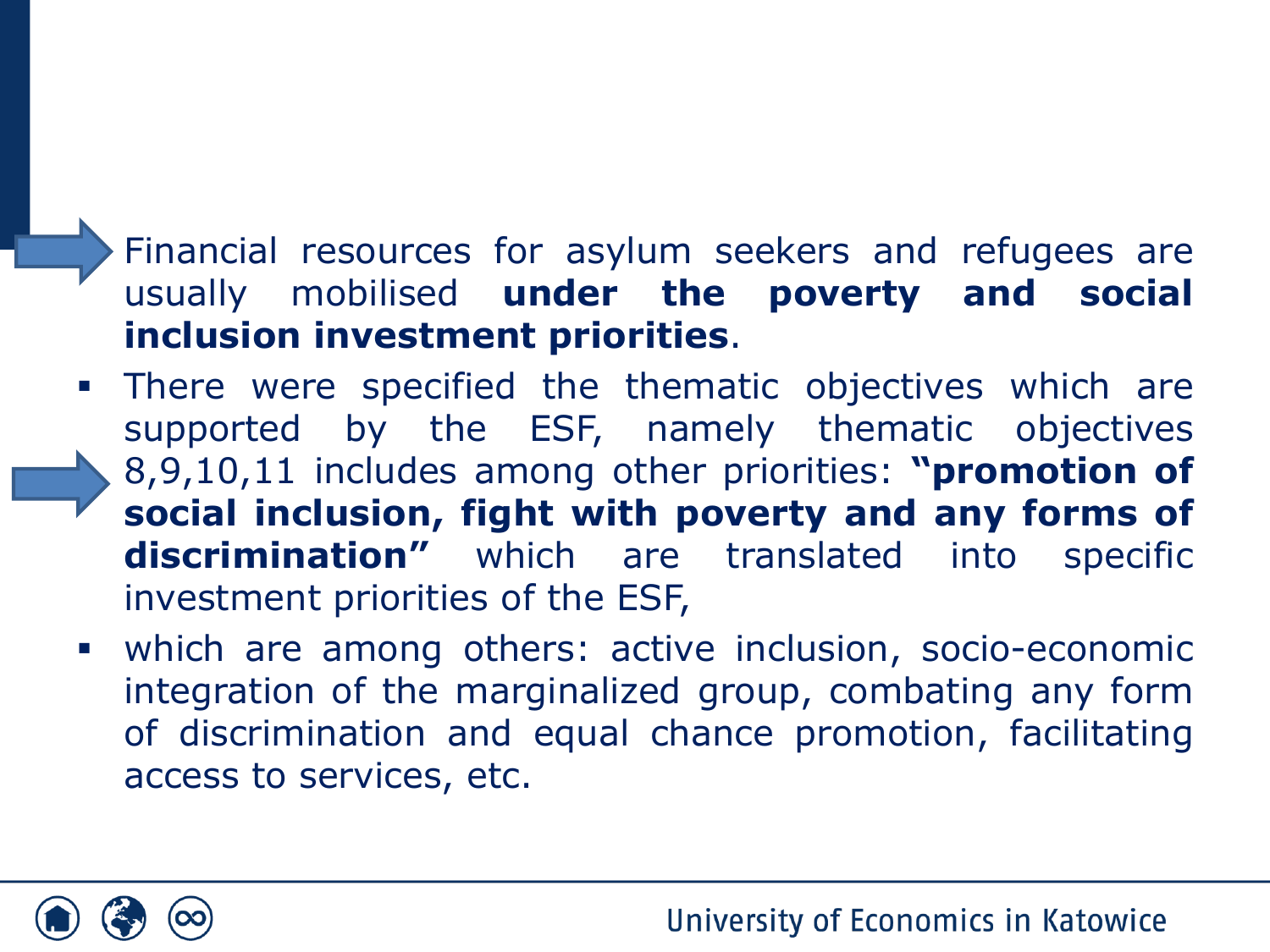- Financial resources for asylum seekers and refugees are usually mobilised **under the poverty and social inclusion investment priorities**.

- There were specified the thematic objectives which are supported by the ESF, namely thematic objectives 8,9,10,11 includes among other priorities: **"promotion of social inclusion, fight with poverty and any forms of discrimination"** which are translated into specific investment priorities of the ESF,
- which are among others: active inclusion, socio-economic integration of the marginalized group, combating any form of discrimination and equal chance promotion, facilitating access to services, etc.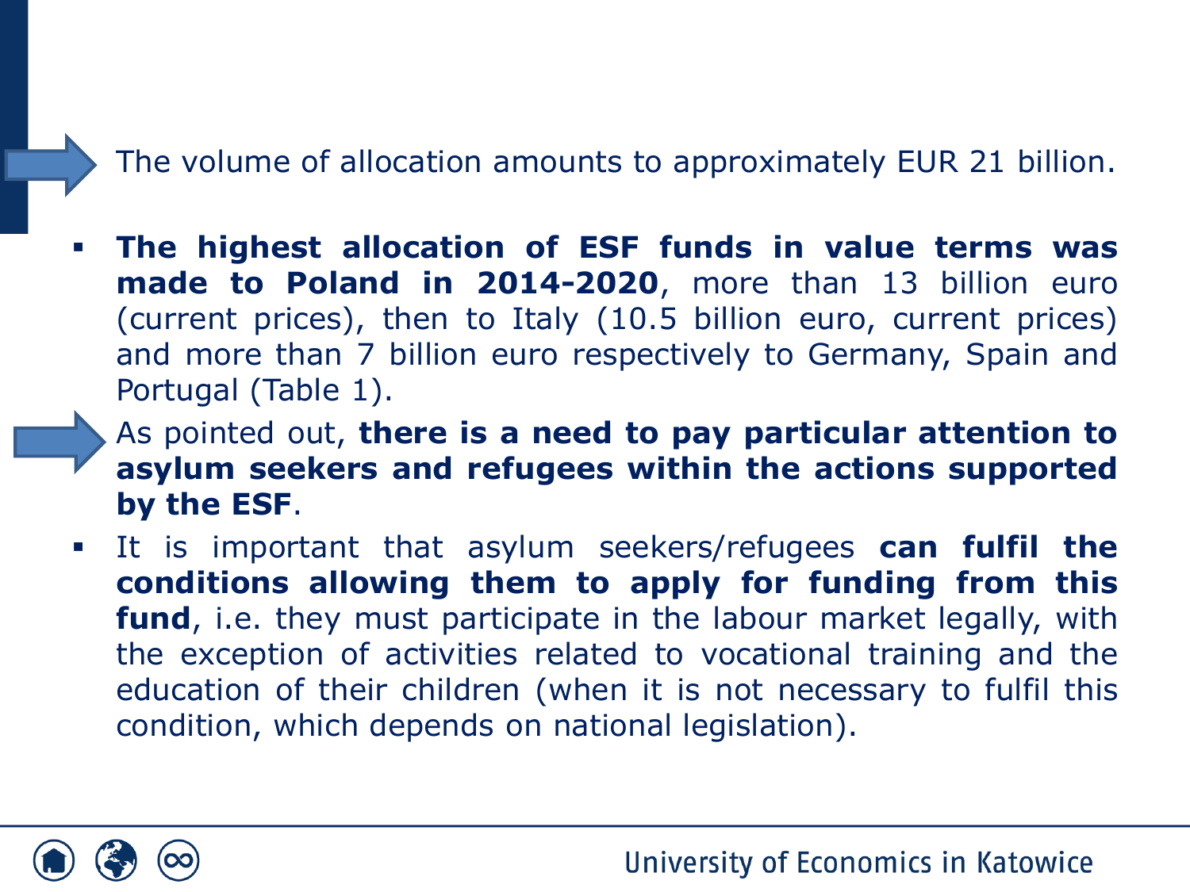- The volume of allocation amounts to approximately EUR 21 billion.

- **The highest allocation of ESF funds in value terms was made to Poland in 2014-2020**, more than 13 billion euro (current prices), then to Italy (10.5 billion euro, current prices) and more than 7 billion euro respectively to Germany, Spain and Portugal (Table 1).

- As pointed out, **there is a need to pay particular attention to asylum seekers and refugees within the actions supported by the ESF**.

- It is important that asylum seekers/refugees **can fulfil the conditions allowing them to apply for funding from this fund**, i.e. they must participate in the labour market legally, with the exception of activities related to vocational training and the education of their children (when it is not necessary to fulfil this condition, which depends on national legislation).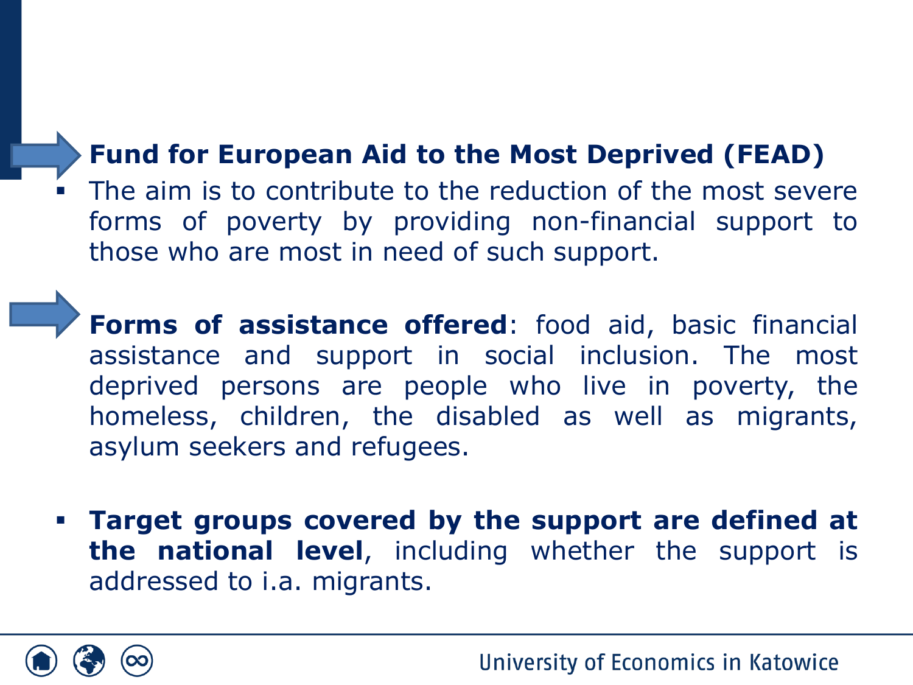**Fund for European Aid to the Most Deprived (FEAD)**

- The aim is to contribute to the reduction of the most severe forms of poverty by providing non-financial support to those who are most in need of such support.

**Forms of assistance offered**: food aid, basic financial assistance and support in social inclusion. The most deprived persons are people who live in poverty, the homeless, children, the disabled as well as migrants, asylum seekers and refugees.

- **Target groups covered by the support are defined at the national level**, including whether the support is addressed to i.a. migrants.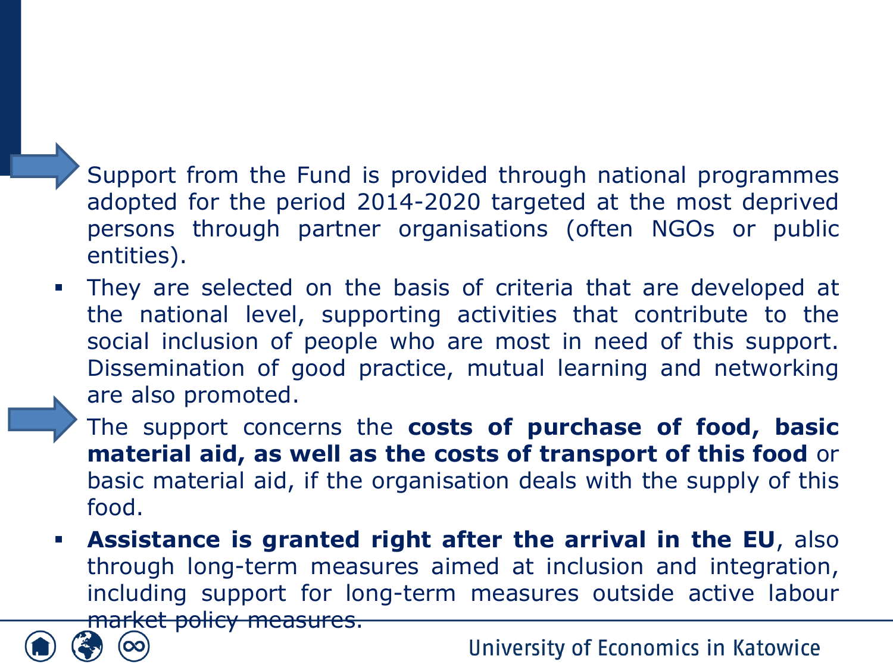- Support from the Fund is provided through national programmes adopted for the period 2014-2020 targeted at the most deprived persons through partner organisations (often NGOs or public entities).
- They are selected on the basis of criteria that are developed at the national level, supporting activities that contribute to the social inclusion of people who are most in need of this support. Dissemination of good practice, mutual learning and networking are also promoted.
- The support concerns the **costs of purchase of food, basic material aid, as well as the costs of transport of this food** or basic material aid, if the organisation deals with the supply of this food.
- **Assistance is granted right after the arrival in the EU**, also through long-term measures aimed at inclusion and integration, including support for long-term measures outside active labour market policy measures.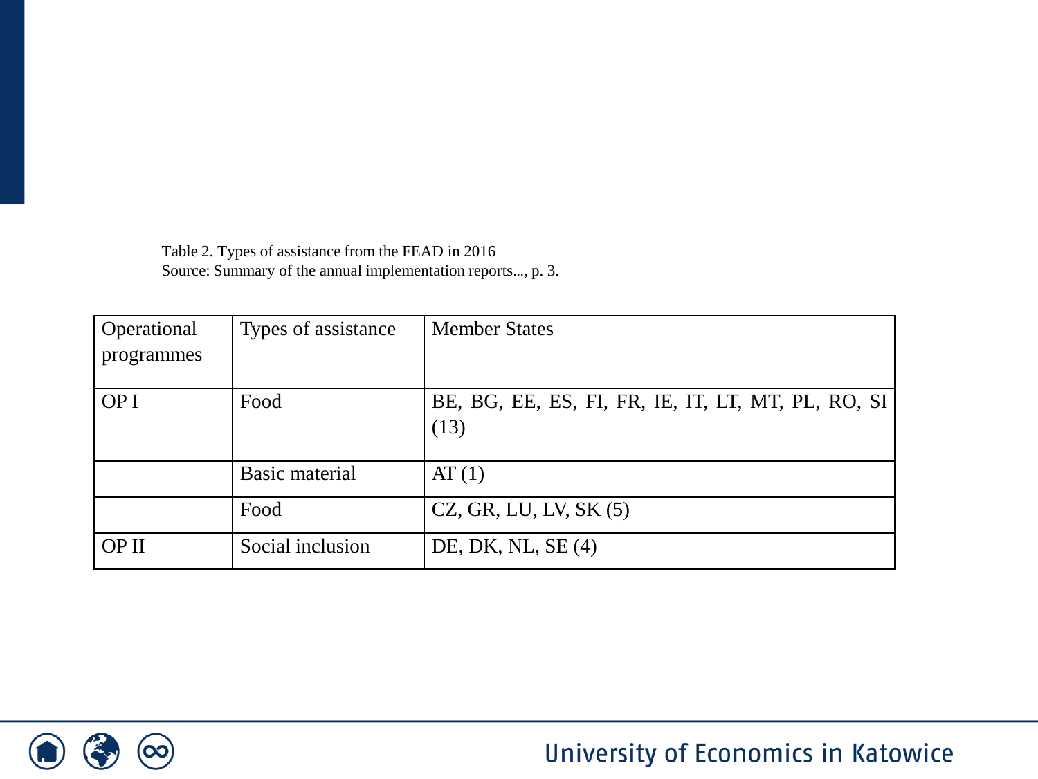Table 2. Types of assistance from the FEAD in 2016
Source: Summary of the annual implementation reports..., p. 3.

| Operational programmes | Types of assistance | Member States |
|---|---|---|
| OP I | Food | BE, BG, EE, ES, FI, FR, IE, IT, LT, MT, PL, RO, SI (13) |
| | Basic material | AT (1) |
| | Food | CZ, GR, LU, LV, SK (5) |
| OP II | Social inclusion | DE, DK, NL, SE (4) |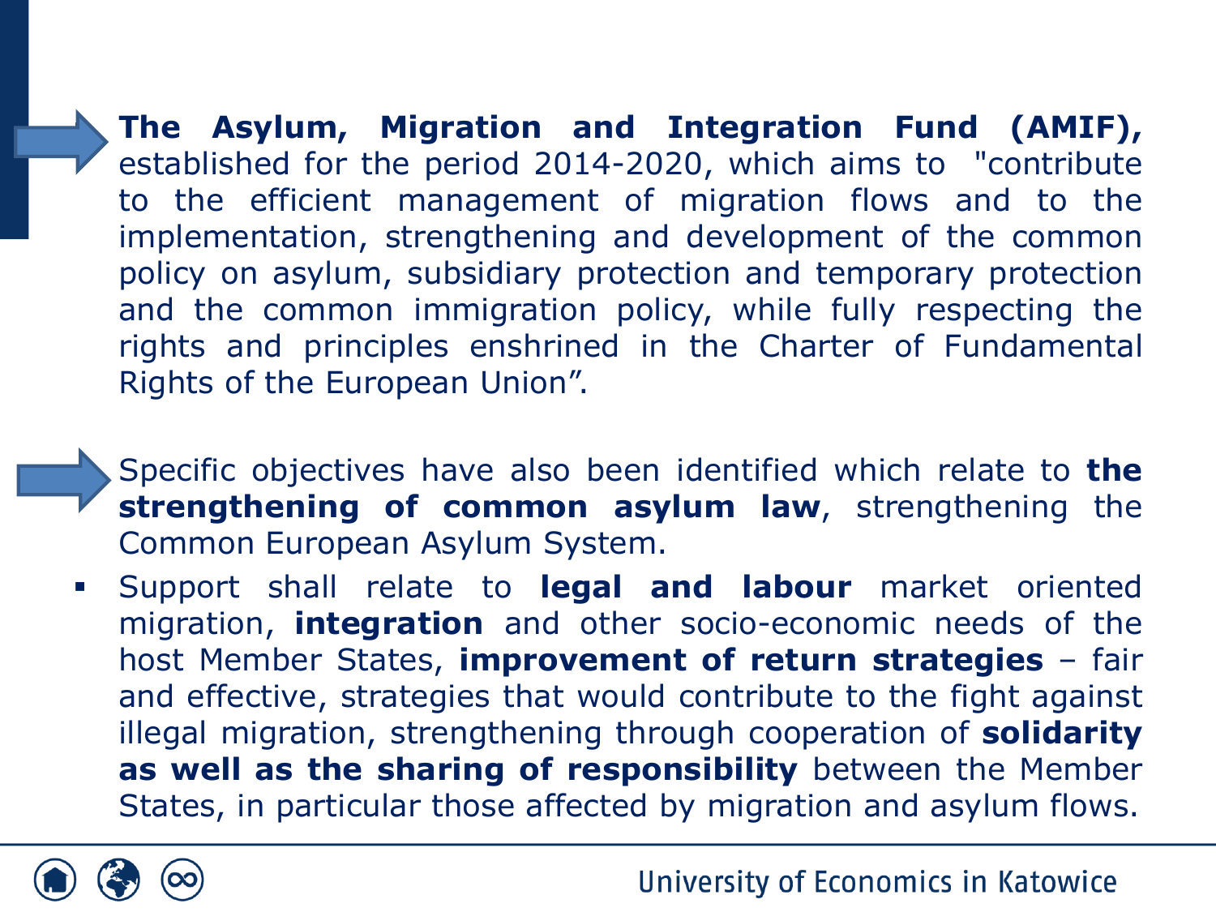- **The Asylum, Migration and Integration Fund (AMIF),** established for the period 2014-2020, which aims to "contribute to the efficient management of migration flows and to the implementation, strengthening and development of the common policy on asylum, subsidiary protection and temporary protection and the common immigration policy, while fully respecting the rights and principles enshrined in the Charter of Fundamental Rights of the European Union".

- Specific objectives have also been identified which relate to **the strengthening of common asylum law**, strengthening the Common European Asylum System.

- Support shall relate to **legal and labour** market oriented migration, **integration** and other socio-economic needs of the host Member States, **improvement of return strategies** – fair and effective, strategies that would contribute to the fight against illegal migration, strengthening through cooperation of **solidarity as well as the sharing of responsibility** between the Member States, in particular those affected by migration and asylum flows.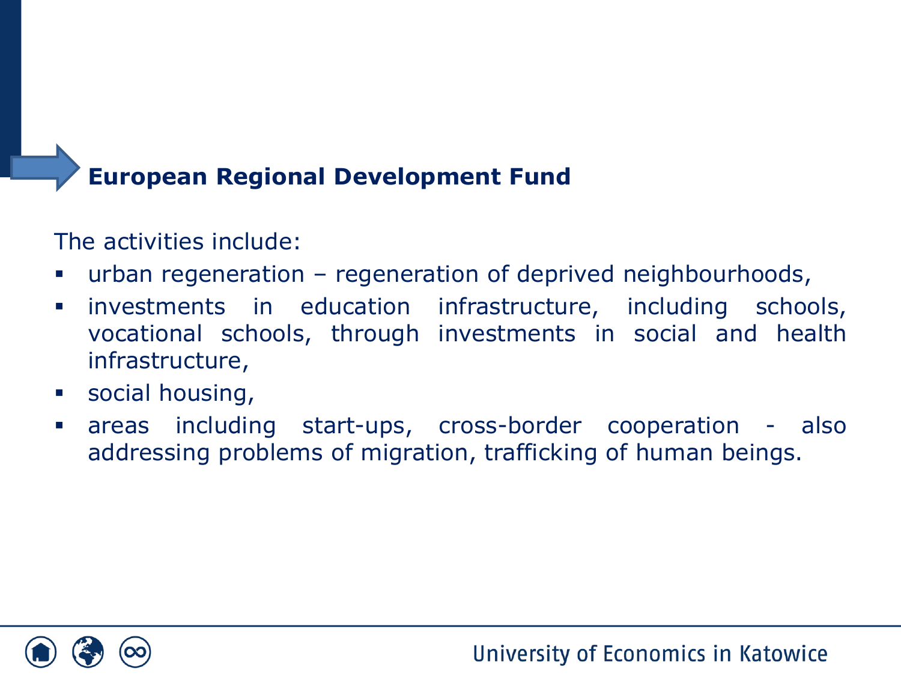## European Regional Development Fund

The activities include:

- urban regeneration – regeneration of deprived neighbourhoods,
- investments in education infrastructure, including schools, vocational schools, through investments in social and health infrastructure,
- social housing,
- areas including start-ups, cross-border cooperation - also addressing problems of migration, trafficking of human beings.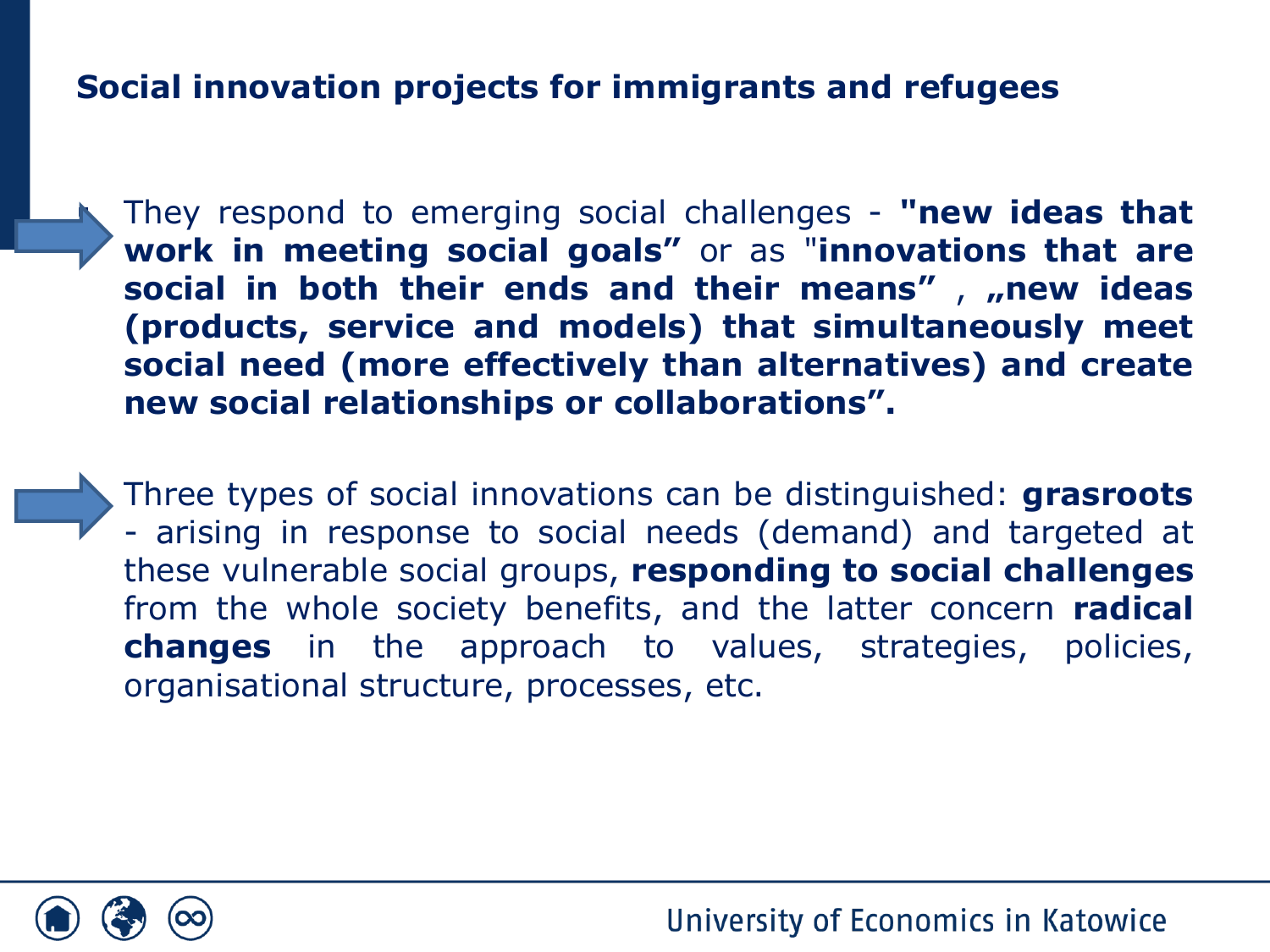## Social innovation projects for immigrants and refugees

- They respond to emerging social challenges - **"new ideas that work in meeting social goals"** or as "**innovations that are social in both their ends and their means"** , **„new ideas (products, service and models) that simultaneously meet social need (more effectively than alternatives) and create new social relationships or collaborations".**

- Three types of social innovations can be distinguished: **grasroots** - arising in response to social needs (demand) and targeted at these vulnerable social groups, **responding to social challenges** from the whole society benefits, and the latter concern **radical changes** in the approach to values, strategies, policies, organisational structure, processes, etc.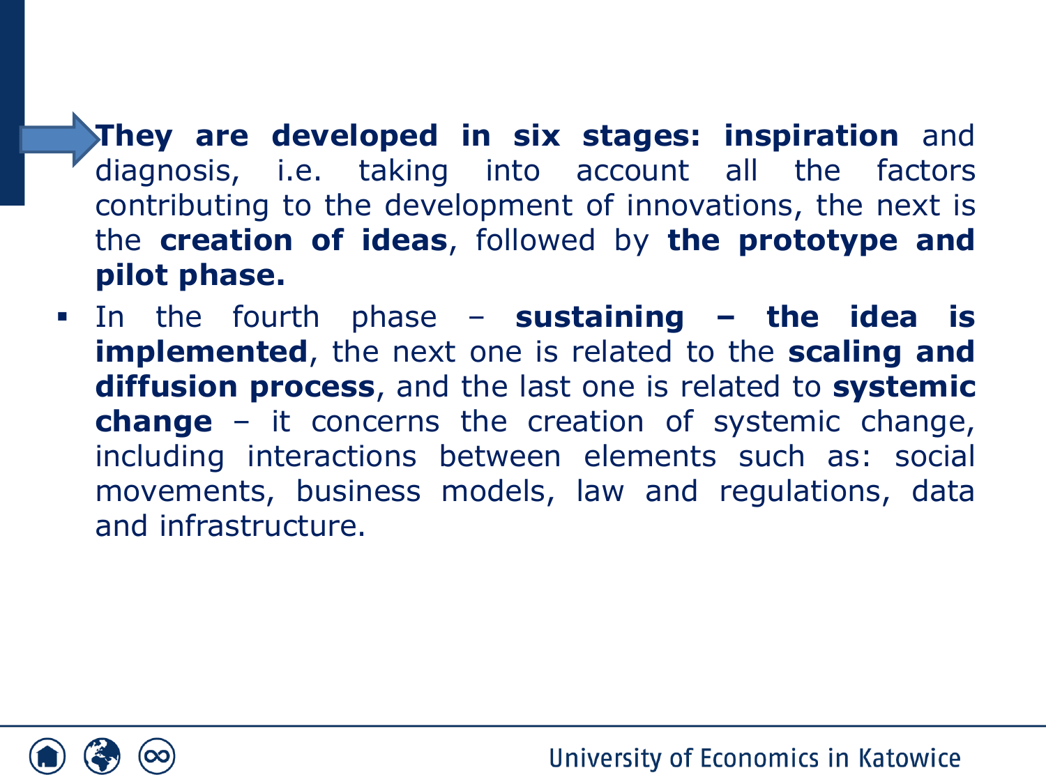- **They are developed in six stages: inspiration** and diagnosis, i.e. taking into account all the factors contributing to the development of innovations, the next is the **creation of ideas**, followed by **the prototype and pilot phase.**
- In the fourth phase – **sustaining – the idea is implemented**, the next one is related to the **scaling and diffusion process**, and the last one is related to **systemic change** – it concerns the creation of systemic change, including interactions between elements such as: social movements, business models, law and regulations, data and infrastructure.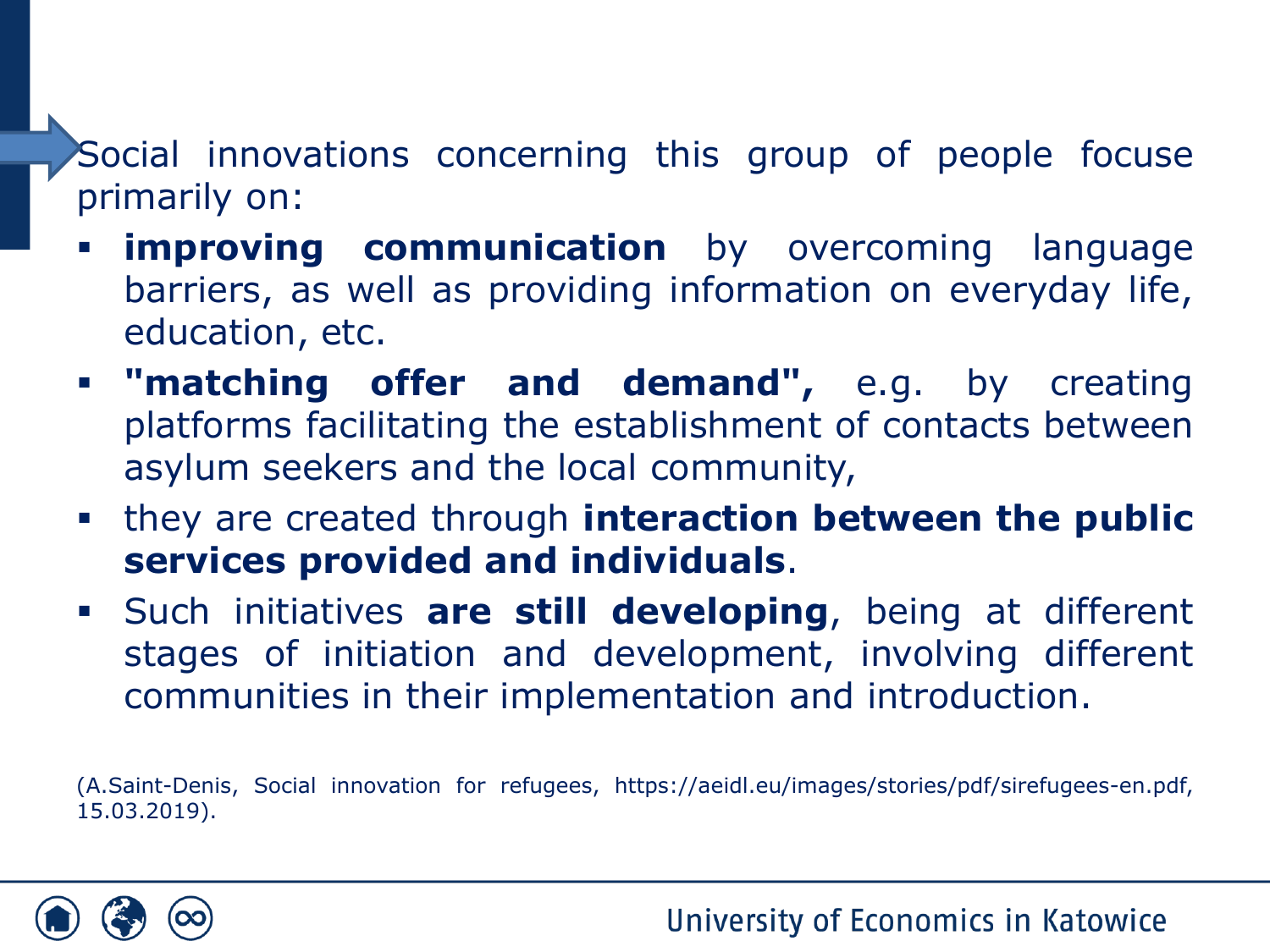Social innovations concerning this group of people focuse primarily on:

- **improving communication** by overcoming language barriers, as well as providing information on everyday life, education, etc.
- **"matching offer and demand",** e.g. by creating platforms facilitating the establishment of contacts between asylum seekers and the local community,
- they are created through **interaction between the public services provided and individuals**.
- Such initiatives **are still developing**, being at different stages of initiation and development, involving different communities in their implementation and introduction.

(A.Saint-Denis, Social innovation for refugees, https://aeidl.eu/images/stories/pdf/sirefugees-en.pdf, 15.03.2019).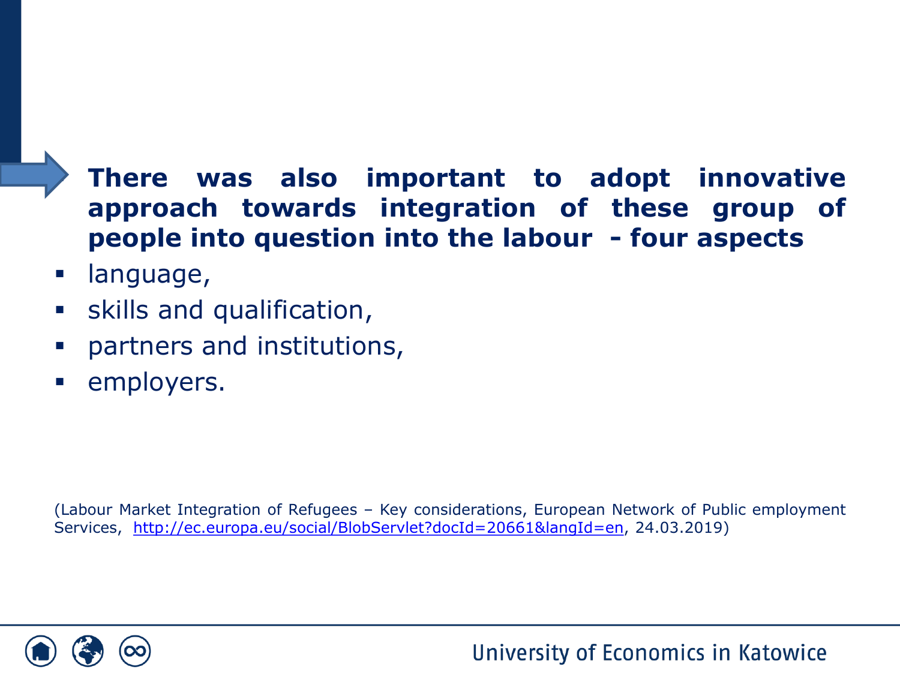**There was also important to adopt innovative approach towards integration of these group of people into question into the labour - four aspects**

- language,
- skills and qualification,
- partners and institutions,
- employers.

(Labour Market Integration of Refugees – Key considerations, European Network of Public employment Services, http://ec.europa.eu/social/BlobServlet?docId=20661&langId=en, 24.03.2019)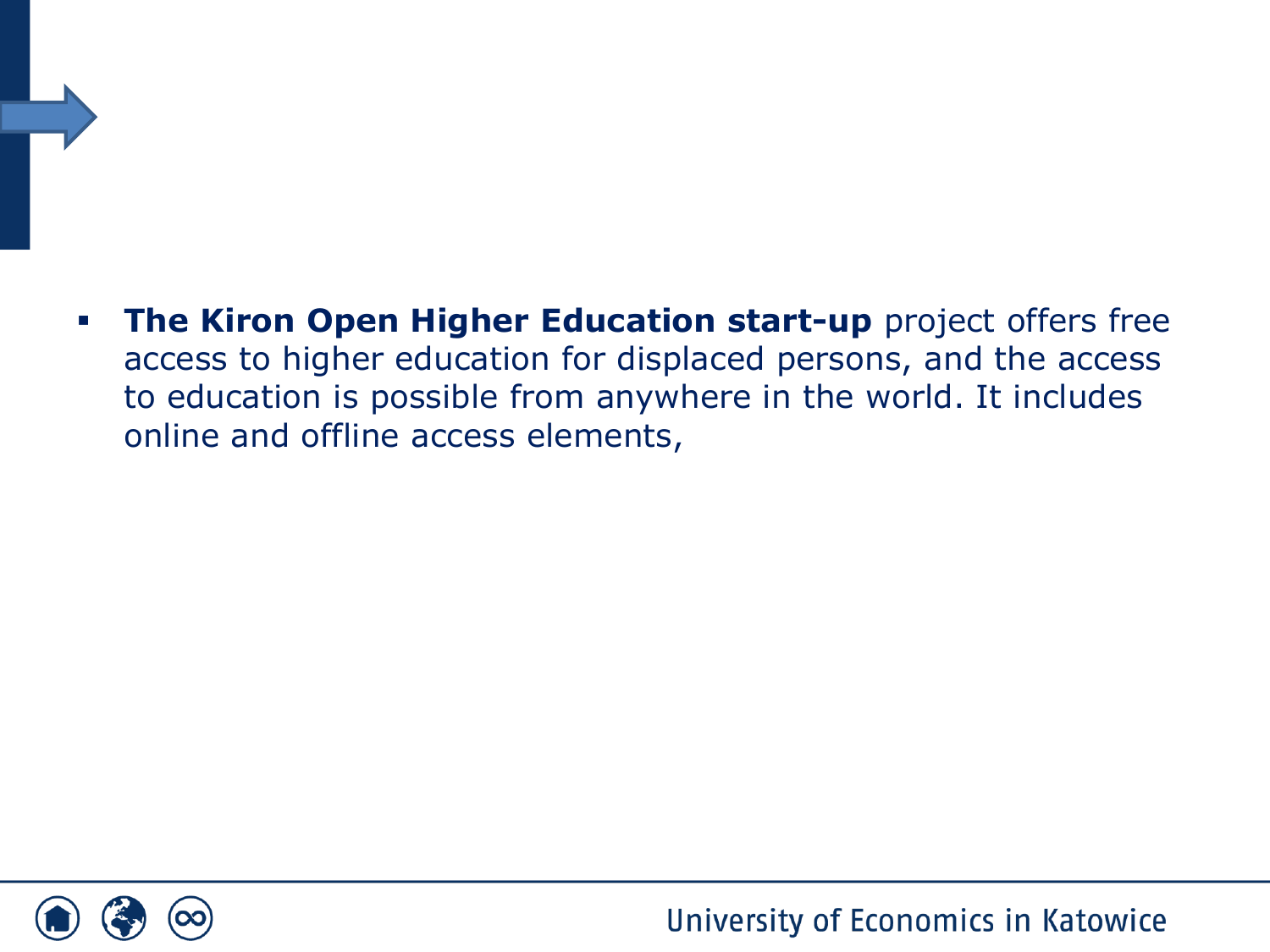- **The Kiron Open Higher Education start-up** project offers free access to higher education for displaced persons, and the access to education is possible from anywhere in the world. It includes online and offline access elements,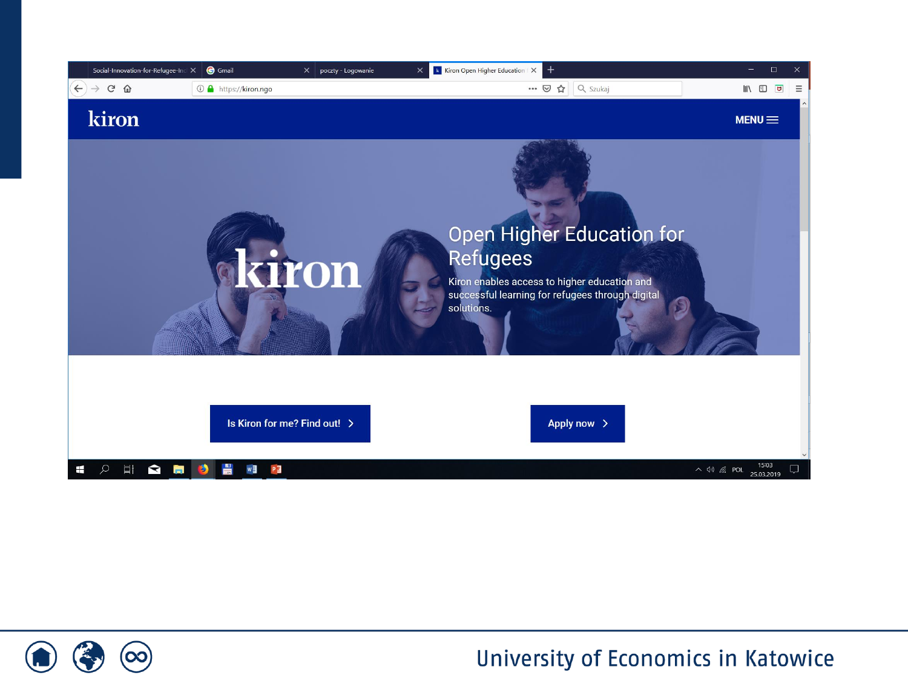kiron

MENU

Open Higher Education for Refugees

Kiron enables access to higher education and successful learning for refugees through digital solutions.

Is Kiron for me? Find out!

Apply now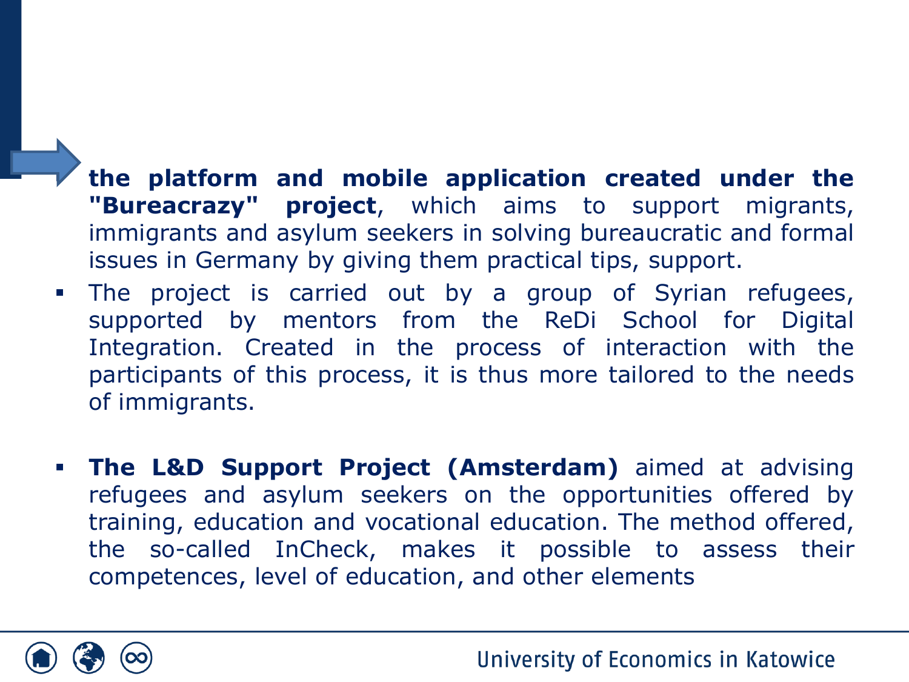- **the platform and mobile application created under the "Bureacrazy" project**, which aims to support migrants, immigrants and asylum seekers in solving bureaucratic and formal issues in Germany by giving them practical tips, support.
- The project is carried out by a group of Syrian refugees, supported by mentors from the ReDi School for Digital Integration. Created in the process of interaction with the participants of this process, it is thus more tailored to the needs of immigrants.

- **The L&D Support Project (Amsterdam)** aimed at advising refugees and asylum seekers on the opportunities offered by training, education and vocational education. The method offered, the so-called InCheck, makes it possible to assess their competences, level of education, and other elements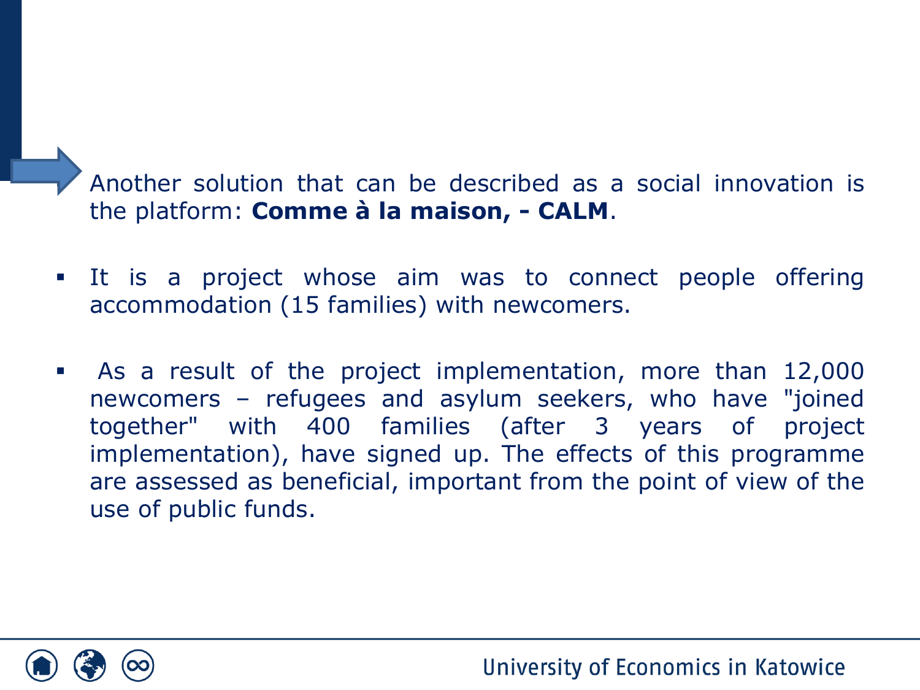Another solution that can be described as a social innovation is the platform: **Comme à la maison, - CALM**.

- It is a project whose aim was to connect people offering accommodation (15 families) with newcomers.
- As a result of the project implementation, more than 12,000 newcomers – refugees and asylum seekers, who have "joined together" with 400 families (after 3 years of project implementation), have signed up. The effects of this programme are assessed as beneficial, important from the point of view of the use of public funds.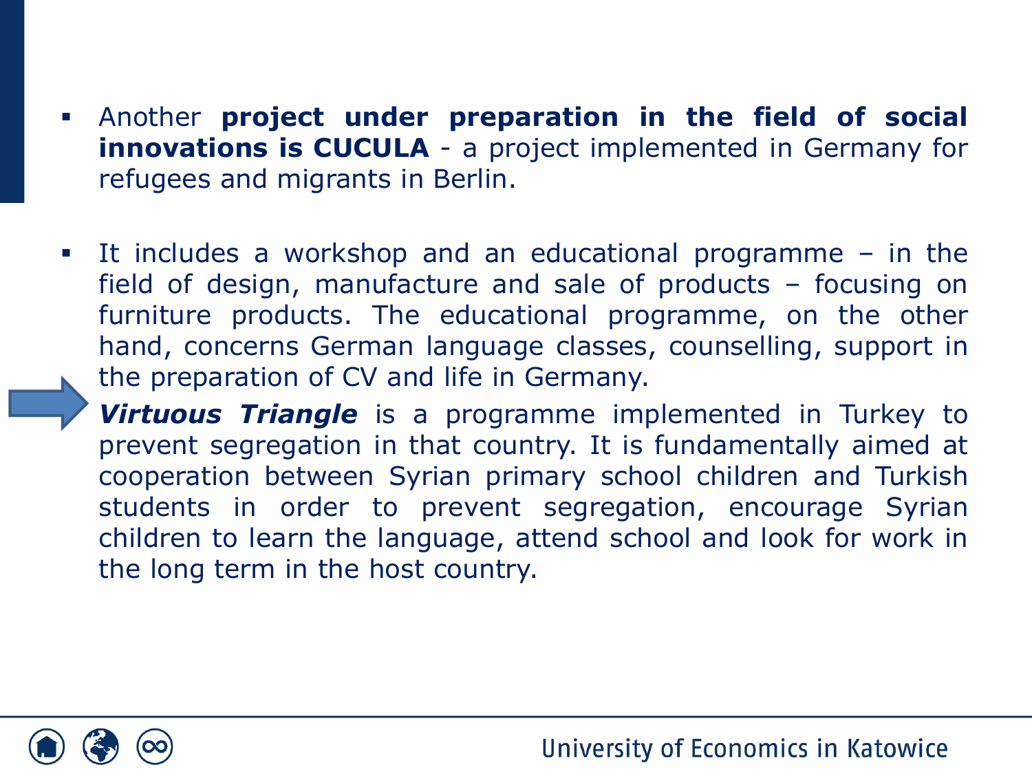- Another **project under preparation in the field of social innovations is CUCULA** - a project implemented in Germany for refugees and migrants in Berlin.

- It includes a workshop and an educational programme – in the field of design, manufacture and sale of products – focusing on furniture products. The educational programme, on the other hand, concerns German language classes, counselling, support in the preparation of CV and life in Germany.

***Virtuous Triangle*** is a programme implemented in Turkey to prevent segregation in that country. It is fundamentally aimed at cooperation between Syrian primary school children and Turkish students in order to prevent segregation, encourage Syrian children to learn the language, attend school and look for work in the long term in the host country.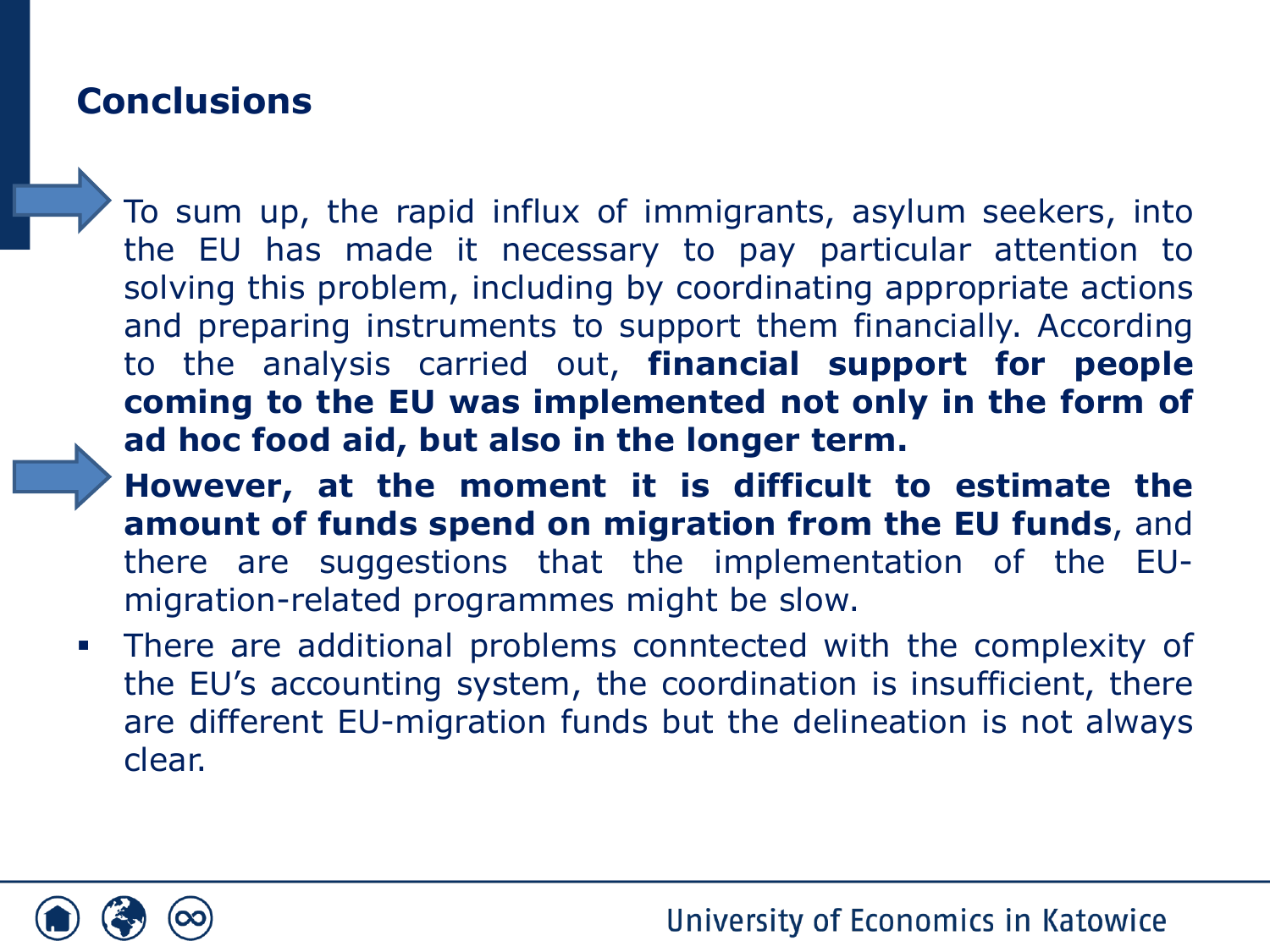## Conclusions

- To sum up, the rapid influx of immigrants, asylum seekers, into the EU has made it necessary to pay particular attention to solving this problem, including by coordinating appropriate actions and preparing instruments to support them financially. According to the analysis carried out, **financial support for people coming to the EU was implemented not only in the form of ad hoc food aid, but also in the longer term.**
- **However, at the moment it is difficult to estimate the amount of funds spend on migration from the EU funds**, and there are suggestions that the implementation of the EU-migration-related programmes might be slow.
- There are additional problems conntected with the complexity of the EU's accounting system, the coordination is insufficient, there are different EU-migration funds but the delineation is not always clear.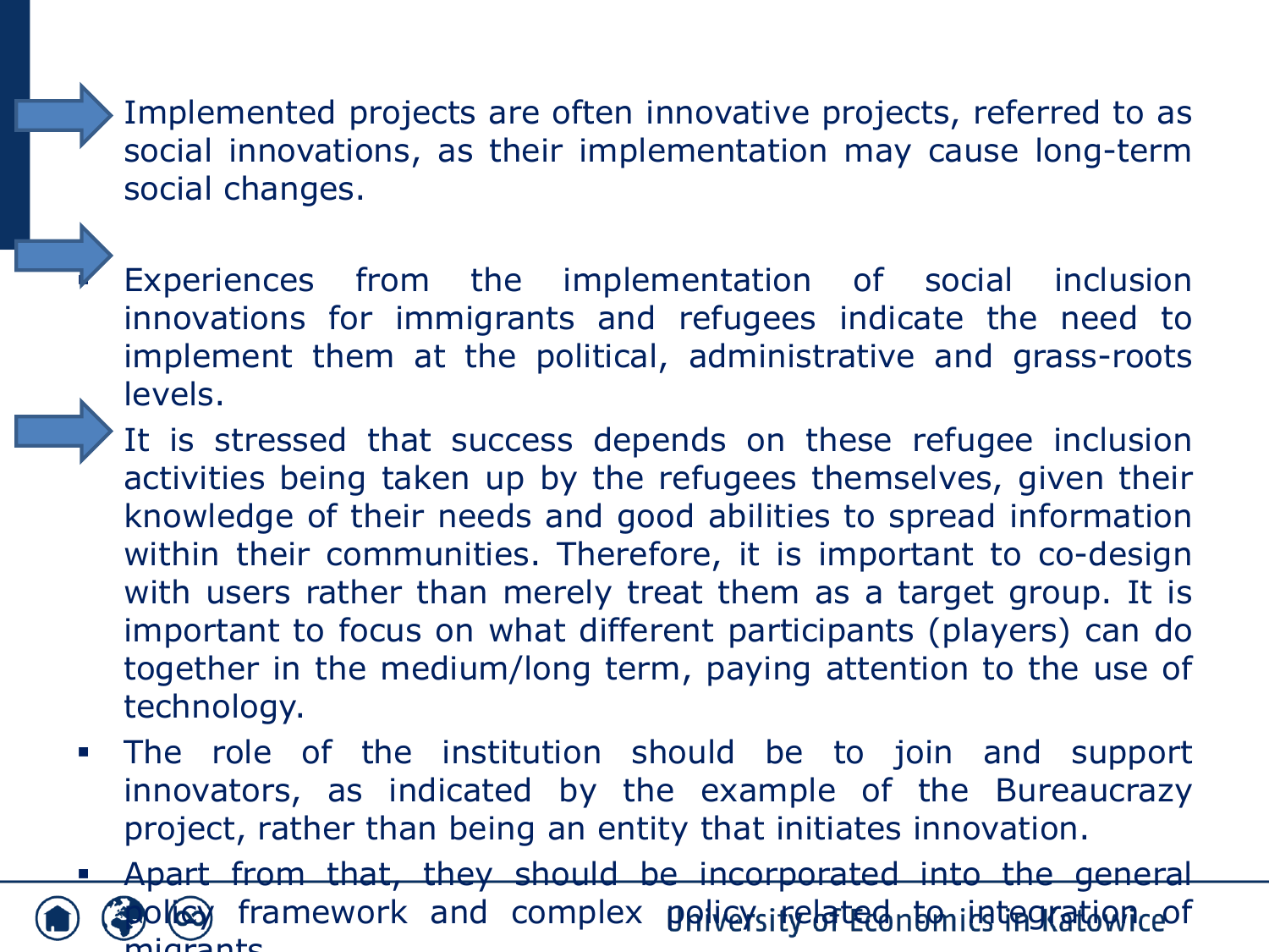- Implemented projects are often innovative projects, referred to as social innovations, as their implementation may cause long-term social changes.
- Experiences from the implementation of social inclusion innovations for immigrants and refugees indicate the need to implement them at the political, administrative and grass-roots levels.
- It is stressed that success depends on these refugee inclusion activities being taken up by the refugees themselves, given their knowledge of their needs and good abilities to spread information within their communities. Therefore, it is important to co-design with users rather than merely treat them as a target group. It is important to focus on what different participants (players) can do together in the medium/long term, paying attention to the use of technology.
- The role of the institution should be to join and support innovators, as indicated by the example of the Bureaucrazy project, rather than being an entity that initiates innovation.
- Apart from that, they should be incorporated into the general policy framework and complex policy related to integration of migrants.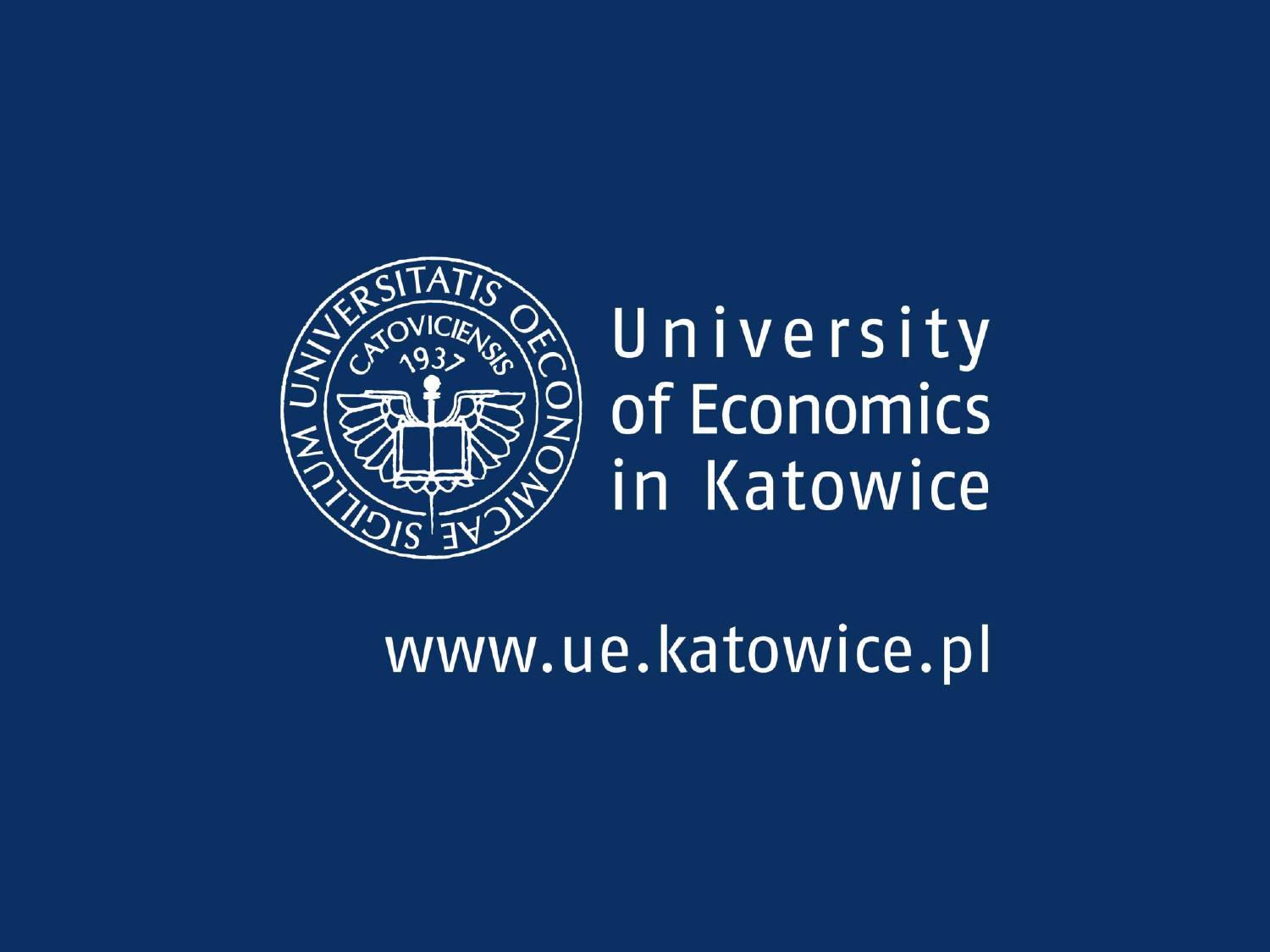University of Economics in Katowice

www.ue.katowice.pl